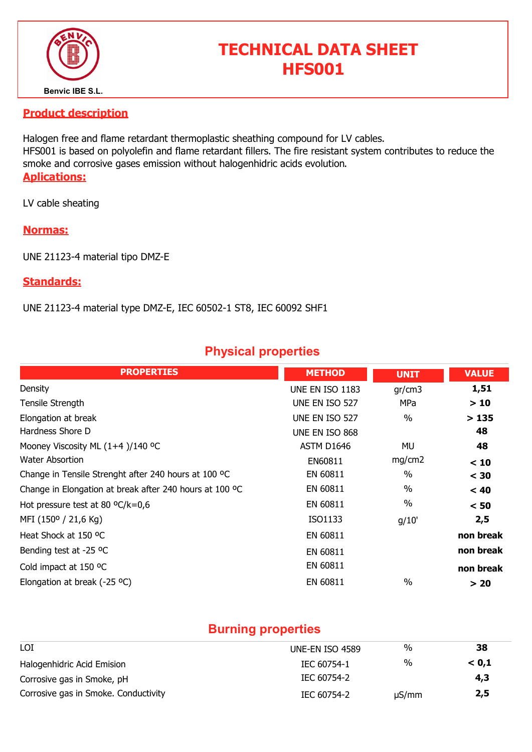Benvic IBE S.L.

# TECHNICAL DATA SHEET HFS001

## Product description

Halogen free and flame retardant thermoplastic sheathing compound for LV cables.
HFS001 is based on polyolefin and flame retardant fillers. The fire resistant system contributes to reduce the smoke and corrosive gases emission without halogenhidric acids evolution.

## Aplications:

LV cable sheating

## Normas:

UNE 21123-4 material tipo DMZ-E

## Standards:

UNE 21123-4 material type DMZ-E, IEC 60502-1 ST8, IEC 60092 SHF1

## Physical properties

| PROPERTIES | METHOD | UNIT | VALUE |
|---|---|---|---|
| Density | UNE EN ISO 1183 | gr/cm3 | **1,51** |
| Tensile Strength | UNE EN ISO 527 | MPa | **> 10** |
| Elongation at break | UNE EN ISO 527 | % | **> 135** |
| Hardness Shore D | UNE EN ISO 868 | | **48** |
| Mooney Viscosity ML (1+4 )/140 ºC | ASTM D1646 | MU | **48** |
| Water Absorbtion | EN60811 | mg/cm2 | **< 10** |
| Change in Tensile Strenght after 240 hours at 100 ºC | EN 60811 | % | **< 30** |
| Change in Elongation at break after 240 hours at 100 ºC | EN 60811 | % | **< 40** |
| Hot pressure test at 80 ºC/k=0,6 | EN 60811 | % | **< 50** |
| MFI (150º / 21,6 Kg) | ISO1133 | g/10' | **2,5** |
| Heat Shock at 150 ºC | EN 60811 | | **non break** |
| Bending test at -25 ºC | EN 60811 | | **non break** |
| Cold impact at 150 ºC | EN 60811 | | **non break** |
| Elongation at break (-25 ºC) | EN 60811 | % | **> 20** |

## Burning properties

| | | | |
|---|---|---|---|
| LOI | UNE-EN ISO 4589 | % | **38** |
| Halogenhidric Acid Emision | IEC 60754-1 | % | **< 0,1** |
| Corrosive gas in Smoke, pH | IEC 60754-2 | | **4,3** |
| Corrosive gas in Smoke. Conductivity | IEC 60754-2 | µS/mm | **2,5** |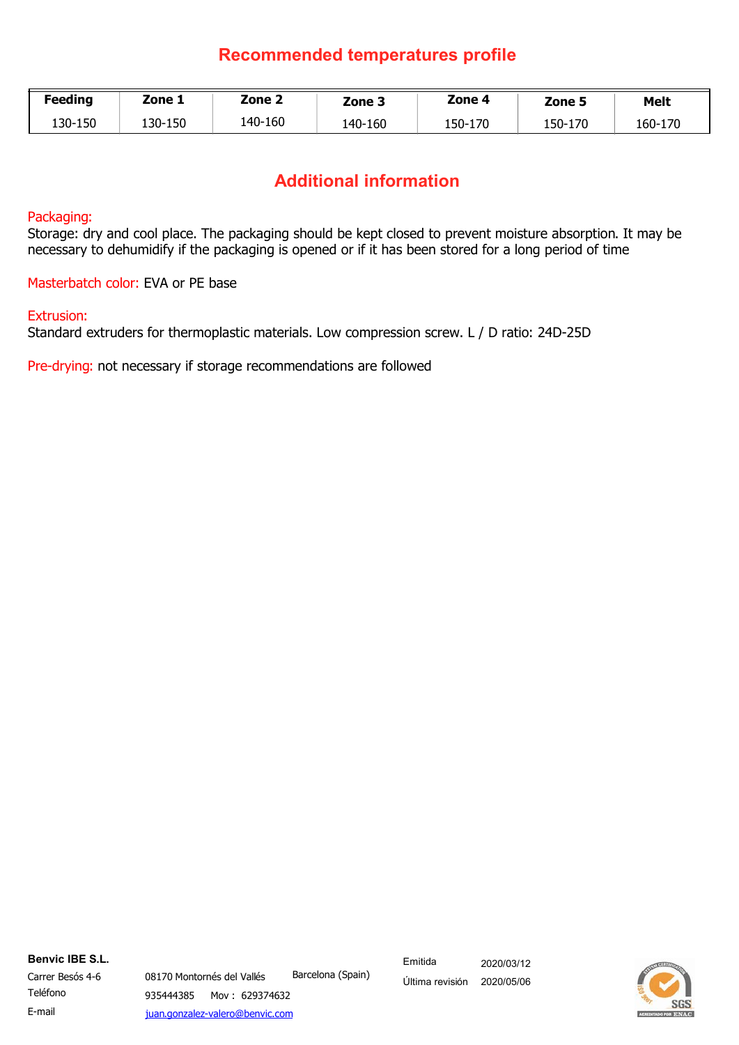## Recommended temperatures profile

| Feeding | Zone 1 | Zone 2 | Zone 3 | Zone 4 | Zone 5 | Melt |
|---|---|---|---|---|---|---|
| 130-150 | 130-150 | 140-160 | 140-160 | 150-170 | 150-170 | 160-170 |

## Additional information

Packaging:
Storage: dry and cool place. The packaging should be kept closed to prevent moisture absorption. It may be necessary to dehumidify if the packaging is opened or if it has been stored for a long period of time

Masterbatch color: EVA or PE base

Extrusion:
Standard extruders for thermoplastic materials. Low compression screw. L / D ratio: 24D-25D

Pre-drying: not necessary if storage recommendations are followed

**Benvic IBE S.L.**
Carrer Besós 4-6 08170 Montornés del Vallés Barcelona (Spain)
Teléfono 935444385 Mov : 629374632
E-mail juan.gonzalez-valero@benvic.com

Emitida 2020/03/12
Última revisión 2020/05/06